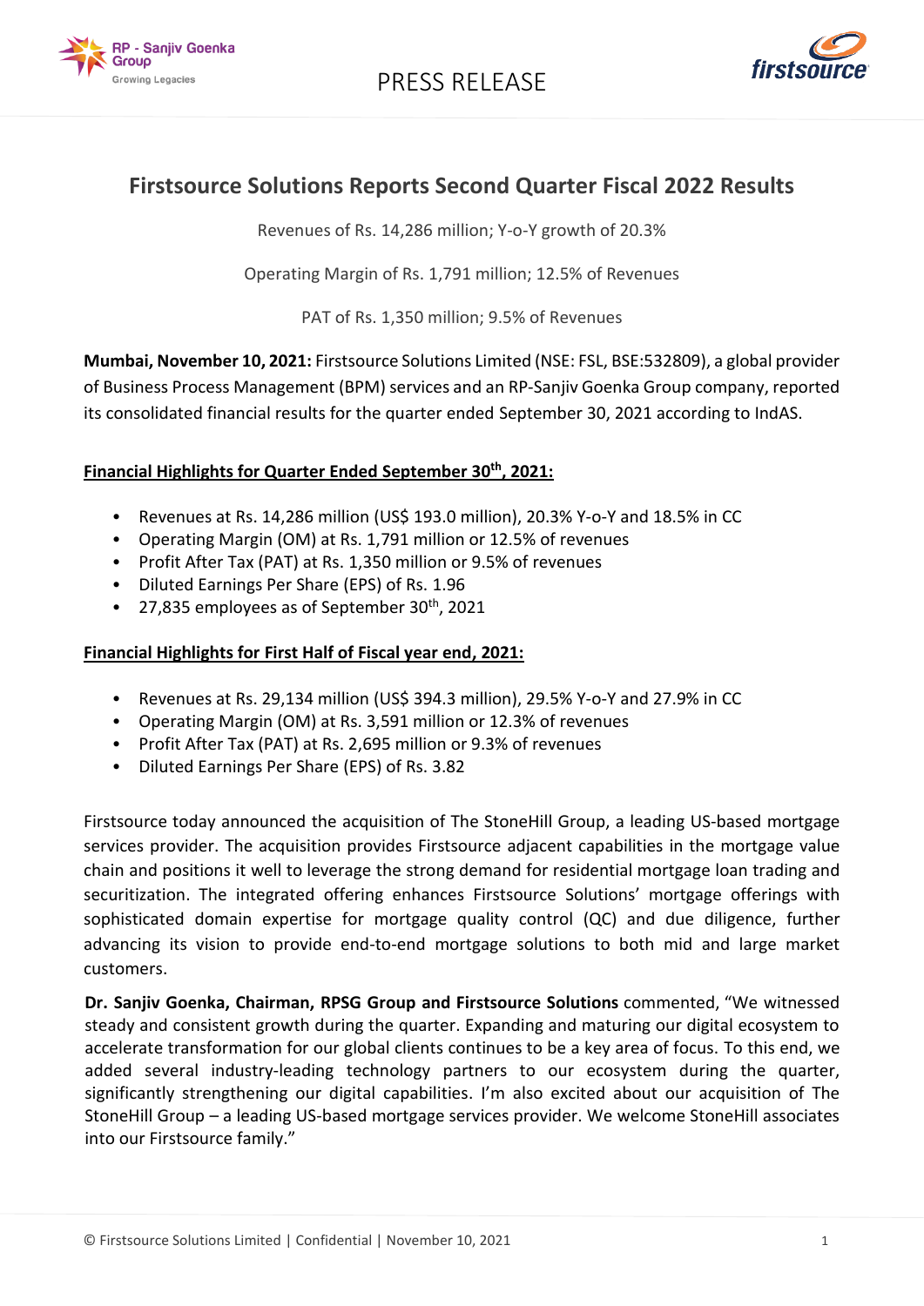PRESS RELEASE

# Firstsource Solutions Reports Second Quarter Fiscal 2022 Results

Revenues of Rs. 14,286 million; Y-o-Y growth of 20.3%

Operating Margin of Rs. 1,791 million; 12.5% of Revenues

PAT of Rs. 1,350 million; 9.5% of Revenues

**Mumbai, November 10, 2021:** Firstsource Solutions Limited (NSE: FSL, BSE:532809), a global provider of Business Process Management (BPM) services and an RP-Sanjiv Goenka Group company, reported its consolidated financial results for the quarter ended September 30, 2021 according to IndAS.

**Financial Highlights for Quarter Ended September 30th, 2021:**

- Revenues at Rs. 14,286 million (US$ 193.0 million), 20.3% Y-o-Y and 18.5% in CC
- Operating Margin (OM) at Rs. 1,791 million or 12.5% of revenues
- Profit After Tax (PAT) at Rs. 1,350 million or 9.5% of revenues
- Diluted Earnings Per Share (EPS) of Rs. 1.96
- 27,835 employees as of September 30th, 2021

**Financial Highlights for First Half of Fiscal year end, 2021:**

- Revenues at Rs. 29,134 million (US$ 394.3 million), 29.5% Y-o-Y and 27.9% in CC
- Operating Margin (OM) at Rs. 3,591 million or 12.3% of revenues
- Profit After Tax (PAT) at Rs. 2,695 million or 9.3% of revenues
- Diluted Earnings Per Share (EPS) of Rs. 3.82

Firstsource today announced the acquisition of The StoneHill Group, a leading US-based mortgage services provider. The acquisition provides Firstsource adjacent capabilities in the mortgage value chain and positions it well to leverage the strong demand for residential mortgage loan trading and securitization. The integrated offering enhances Firstsource Solutions' mortgage offerings with sophisticated domain expertise for mortgage quality control (QC) and due diligence, further advancing its vision to provide end-to-end mortgage solutions to both mid and large market customers.

**Dr. Sanjiv Goenka, Chairman, RPSG Group and Firstsource Solutions** commented, "We witnessed steady and consistent growth during the quarter. Expanding and maturing our digital ecosystem to accelerate transformation for our global clients continues to be a key area of focus. To this end, we added several industry-leading technology partners to our ecosystem during the quarter, significantly strengthening our digital capabilities. I'm also excited about our acquisition of The StoneHill Group – a leading US-based mortgage services provider. We welcome StoneHill associates into our Firstsource family."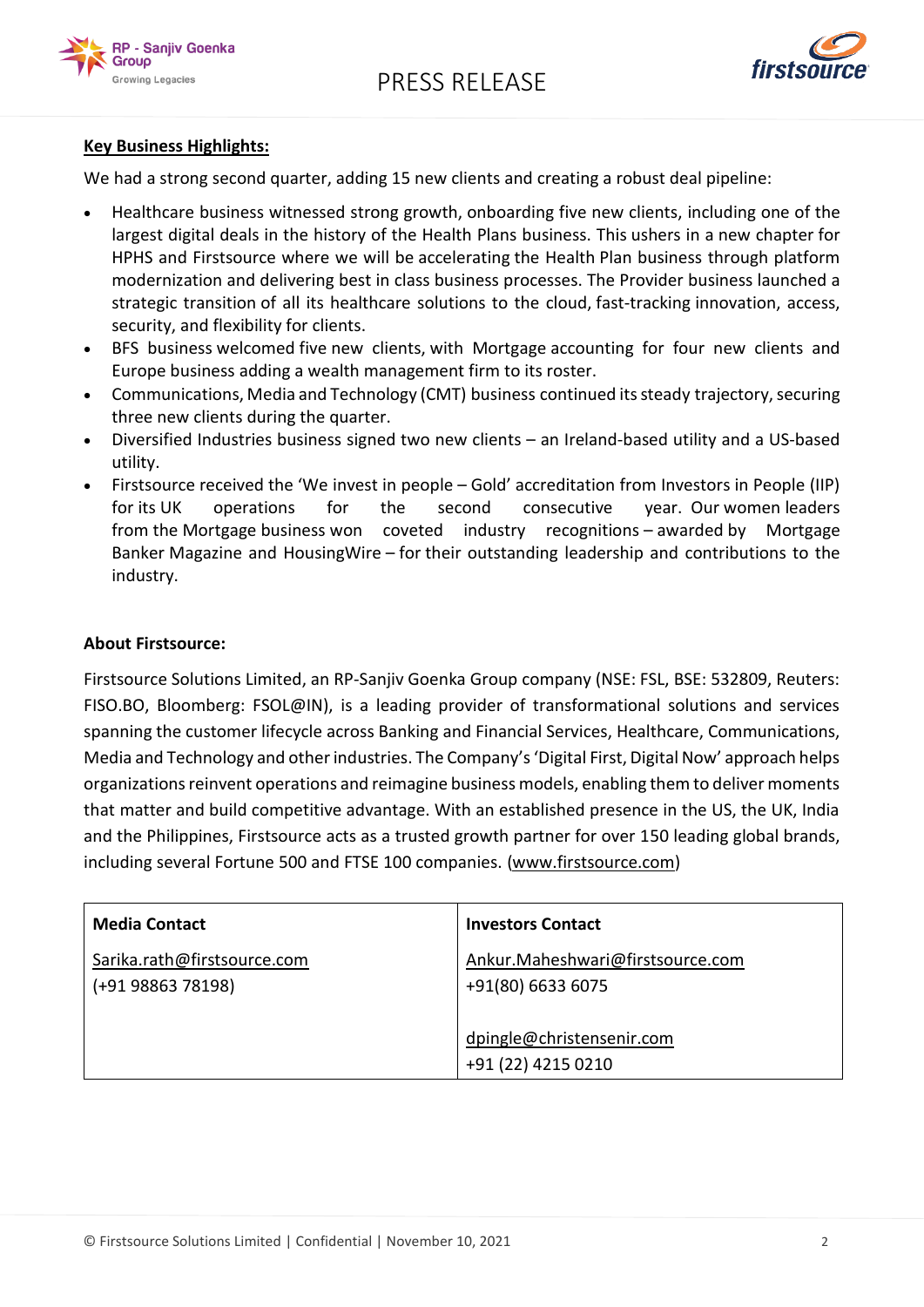**Key Business Highlights:**

We had a strong second quarter, adding 15 new clients and creating a robust deal pipeline:

- Healthcare business witnessed strong growth, onboarding five new clients, including one of the largest digital deals in the history of the Health Plans business. This ushers in a new chapter for HPHS and Firstsource where we will be accelerating the Health Plan business through platform modernization and delivering best in class business processes. The Provider business launched a strategic transition of all its healthcare solutions to the cloud, fast-tracking innovation, access, security, and flexibility for clients.
- BFS business welcomed five new clients, with Mortgage accounting for four new clients and Europe business adding a wealth management firm to its roster.
- Communications, Media and Technology (CMT) business continued its steady trajectory, securing three new clients during the quarter.
- Diversified Industries business signed two new clients – an Ireland-based utility and a US-based utility.
- Firstsource received the 'We invest in people – Gold' accreditation from Investors in People (IIP) for its UK operations for the second consecutive year. Our women leaders from the Mortgage business won coveted industry recognitions – awarded by Mortgage Banker Magazine and HousingWire – for their outstanding leadership and contributions to the industry.

**About Firstsource:**

Firstsource Solutions Limited, an RP-Sanjiv Goenka Group company (NSE: FSL, BSE: 532809, Reuters: FISO.BO, Bloomberg: FSOL@IN), is a leading provider of transformational solutions and services spanning the customer lifecycle across Banking and Financial Services, Healthcare, Communications, Media and Technology and other industries. The Company's 'Digital First, Digital Now' approach helps organizations reinvent operations and reimagine business models, enabling them to deliver moments that matter and build competitive advantage. With an established presence in the US, the UK, India and the Philippines, Firstsource acts as a trusted growth partner for over 150 leading global brands, including several Fortune 500 and FTSE 100 companies. (www.firstsource.com)

| Media Contact | Investors Contact |
|---|---|
| Sarika.rath@firstsource.com<br>(+91 98863 78198) | Ankur.Maheshwari@firstsource.com<br>+91(80) 6633 6075<br><br>dpingle@christensenir.com<br>+91 (22) 4215 0210 |